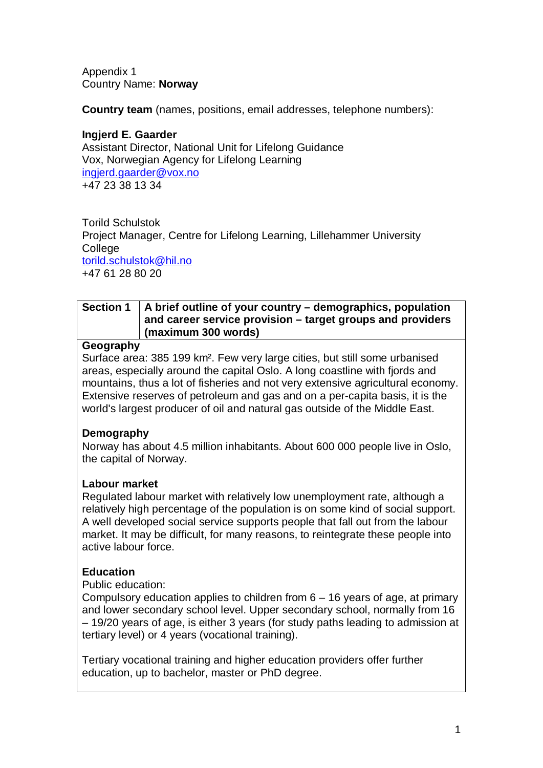Appendix 1
Country Name: **Norway**

**Country team** (names, positions, email addresses, telephone numbers):

**Ingjerd E. Gaarder**
Assistant Director, National Unit for Lifelong Guidance
Vox, Norwegian Agency for Lifelong Learning
ingjerd.gaarder@vox.no
+47 23 38 13 34

Torild Schulstok
Project Manager, Centre for Lifelong Learning, Lillehammer University College
torild.schulstok@hil.no
+47 61 28 80 20

| **Section 1** | **A brief outline of your country – demographics, population and career service provision – target groups and providers (maximum 300 words)** |
|---|---|

**Geography**
Surface area: 385 199 km². Few very large cities, but still some urbanised areas, especially around the capital Oslo. A long coastline with fjords and mountains, thus a lot of fisheries and not very extensive agricultural economy. Extensive reserves of petroleum and gas and on a per-capita basis, it is the world's largest producer of oil and natural gas outside of the Middle East.

**Demography**
Norway has about 4.5 million inhabitants. About 600 000 people live in Oslo, the capital of Norway.

**Labour market**
Regulated labour market with relatively low unemployment rate, although a relatively high percentage of the population is on some kind of social support. A well developed social service supports people that fall out from the labour market. It may be difficult, for many reasons, to reintegrate these people into active labour force.

**Education**
Public education:
Compulsory education applies to children from 6 – 16 years of age, at primary and lower secondary school level. Upper secondary school, normally from 16 – 19/20 years of age, is either 3 years (for study paths leading to admission at tertiary level) or 4 years (vocational training).

Tertiary vocational training and higher education providers offer further education, up to bachelor, master or PhD degree.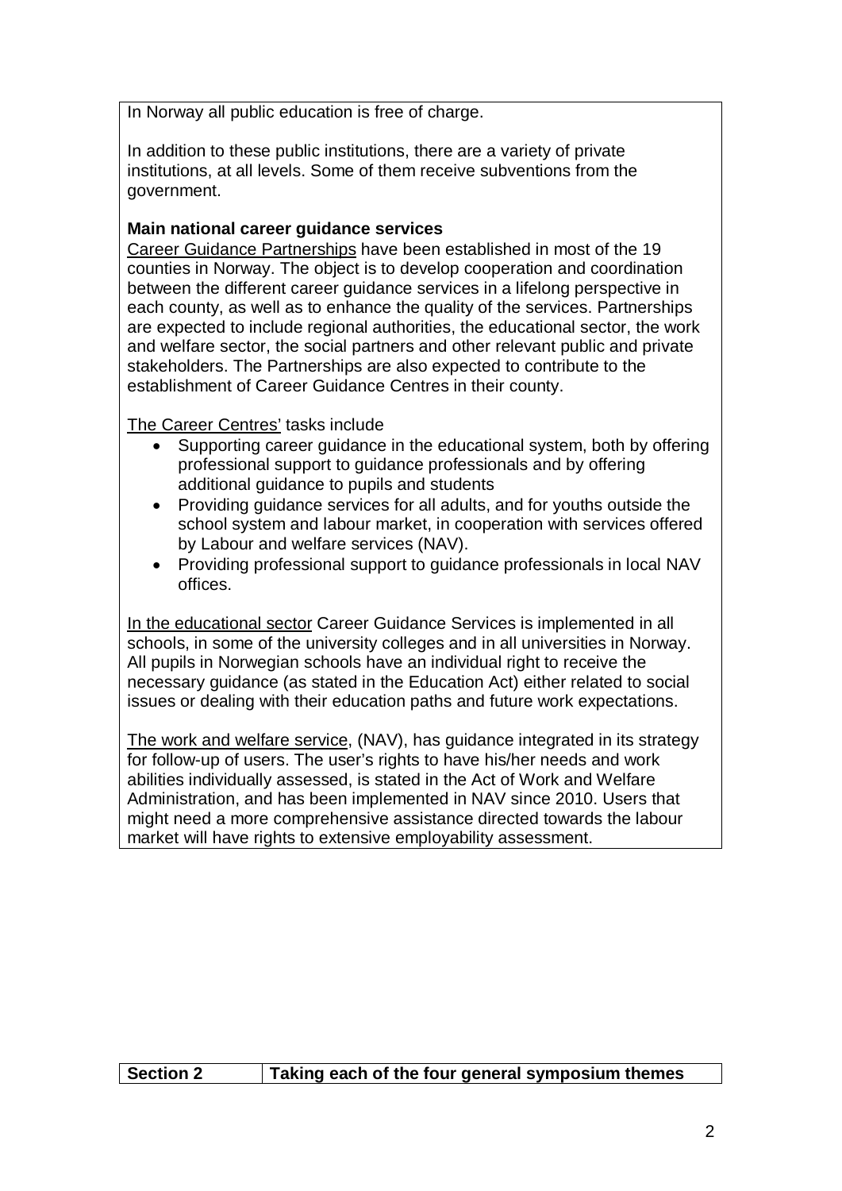In Norway all public education is free of charge.

In addition to these public institutions, there are a variety of private institutions, at all levels. Some of them receive subventions from the government.

**Main national career guidance services**

Career Guidance Partnerships have been established in most of the 19 counties in Norway. The object is to develop cooperation and coordination between the different career guidance services in a lifelong perspective in each county, as well as to enhance the quality of the services. Partnerships are expected to include regional authorities, the educational sector, the work and welfare sector, the social partners and other relevant public and private stakeholders. The Partnerships are also expected to contribute to the establishment of Career Guidance Centres in their county.

The Career Centres' tasks include

- Supporting career guidance in the educational system, both by offering professional support to guidance professionals and by offering additional guidance to pupils and students
- Providing guidance services for all adults, and for youths outside the school system and labour market, in cooperation with services offered by Labour and welfare services (NAV).
- Providing professional support to guidance professionals in local NAV offices.

In the educational sector Career Guidance Services is implemented in all schools, in some of the university colleges and in all universities in Norway. All pupils in Norwegian schools have an individual right to receive the necessary guidance (as stated in the Education Act) either related to social issues or dealing with their education paths and future work expectations.

The work and welfare service, (NAV), has guidance integrated in its strategy for follow-up of users. The user's rights to have his/her needs and work abilities individually assessed, is stated in the Act of Work and Welfare Administration, and has been implemented in NAV since 2010. Users that might need a more comprehensive assistance directed towards the labour market will have rights to extensive employability assessment.

| Section 2 | Taking each of the four general symposium themes |
| --- | --- |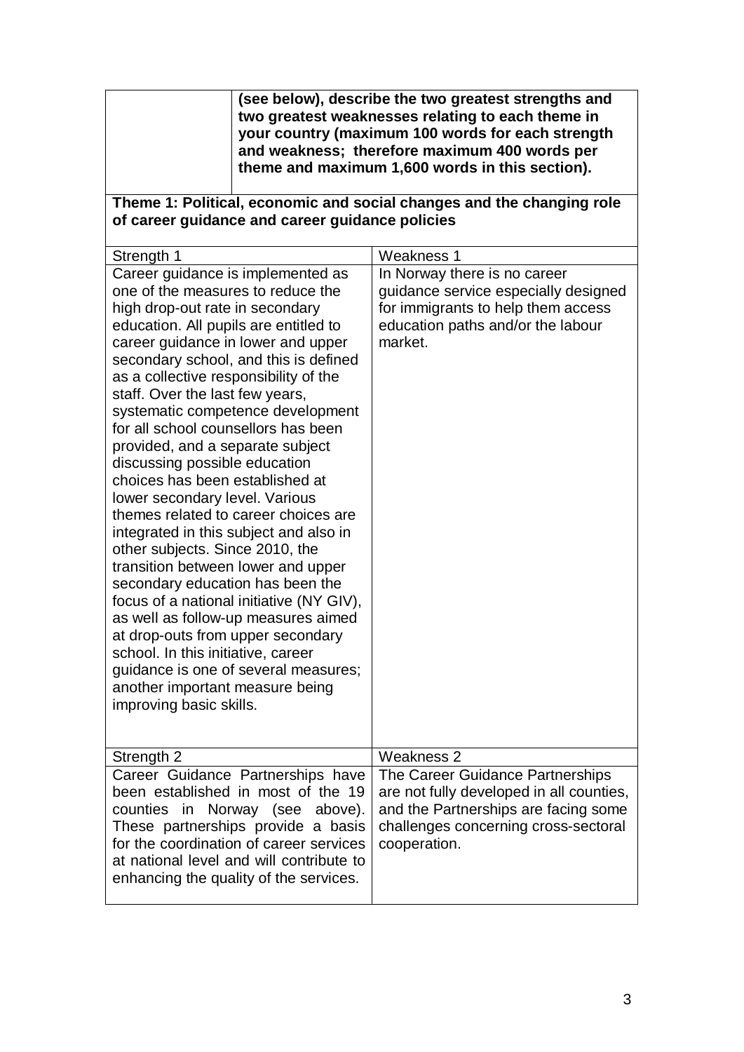| | **(see below), describe the two greatest strengths and two greatest weaknesses relating to each theme in your country (maximum 100 words for each strength and weakness; therefore maximum 400 words per theme and maximum 1,600 words in this section).** |
|---|---|

**Theme 1: Political, economic and social changes and the changing role of career guidance and career guidance policies**

| Strength 1 | Weakness 1 |
|---|---|
| Career guidance is implemented as one of the measures to reduce the high drop-out rate in secondary education. All pupils are entitled to career guidance in lower and upper secondary school, and this is defined as a collective responsibility of the staff. Over the last few years, systematic competence development for all school counsellors has been provided, and a separate subject discussing possible education choices has been established at lower secondary level. Various themes related to career choices are integrated in this subject and also in other subjects. Since 2010, the transition between lower and upper secondary education has been the focus of a national initiative (NY GIV), as well as follow-up measures aimed at drop-outs from upper secondary school. In this initiative, career guidance is one of several measures; another important measure being improving basic skills. | In Norway there is no career guidance service especially designed for immigrants to help them access education paths and/or the labour market. |
| **Strength 2** | **Weakness 2** |
| Career Guidance Partnerships have been established in most of the 19 counties in Norway (see above). These partnerships provide a basis for the coordination of career services at national level and will contribute to enhancing the quality of the services. | The Career Guidance Partnerships are not fully developed in all counties, and the Partnerships are facing some challenges concerning cross-sectoral cooperation. |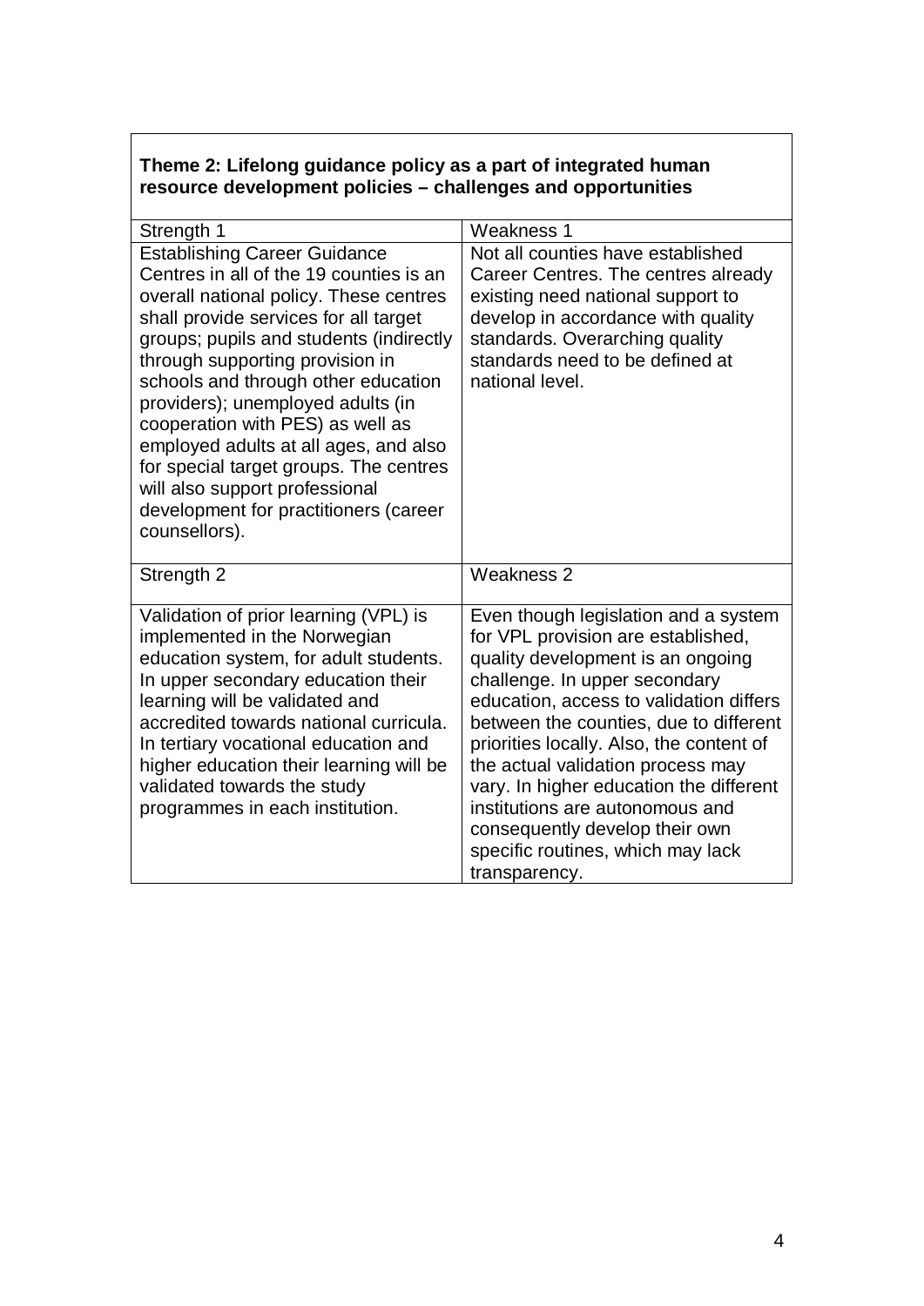**Theme 2: Lifelong guidance policy as a part of integrated human resource development policies – challenges and opportunities**

| Strength 1 | Weakness 1 |
|---|---|
| Establishing Career Guidance Centres in all of the 19 counties is an overall national policy. These centres shall provide services for all target groups; pupils and students (indirectly through supporting provision in schools and through other education providers); unemployed adults (in cooperation with PES) as well as employed adults at all ages, and also for special target groups. The centres will also support professional development for practitioners (career counsellors). | Not all counties have established Career Centres. The centres already existing need national support to develop in accordance with quality standards. Overarching quality standards need to be defined at national level. |
| **Strength 2** | **Weakness 2** |
| Validation of prior learning (VPL) is implemented in the Norwegian education system, for adult students. In upper secondary education their learning will be validated and accredited towards national curricula. In tertiary vocational education and higher education their learning will be validated towards the study programmes in each institution. | Even though legislation and a system for VPL provision are established, quality development is an ongoing challenge. In upper secondary education, access to validation differs between the counties, due to different priorities locally. Also, the content of the actual validation process may vary. In higher education the different institutions are autonomous and consequently develop their own specific routines, which may lack transparency. |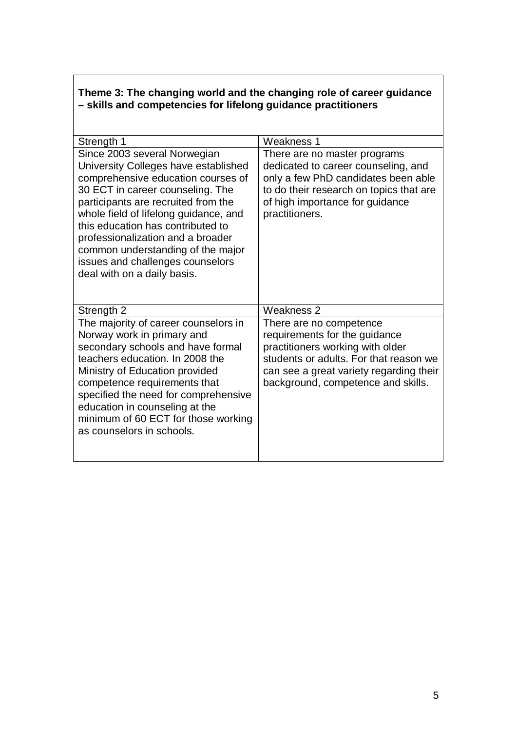**Theme 3: The changing world and the changing role of career guidance – skills and competencies for lifelong guidance practitioners**

| Strength 1 | Weakness 1 |
| --- | --- |
| Since 2003 several Norwegian University Colleges have established comprehensive education courses of 30 ECT in career counseling. The participants are recruited from the whole field of lifelong guidance, and this education has contributed to professionalization and a broader common understanding of the major issues and challenges counselors deal with on a daily basis. | There are no master programs dedicated to career counseling, and only a few PhD candidates been able to do their research on topics that are of high importance for guidance practitioners. |
| **Strength 2** | **Weakness 2** |
| The majority of career counselors in Norway work in primary and secondary schools and have formal teachers education. In 2008 the Ministry of Education provided competence requirements that specified the need for comprehensive education in counseling at the minimum of 60 ECT for those working as counselors in schools. | There are no competence requirements for the guidance practitioners working with older students or adults. For that reason we can see a great variety regarding their background, competence and skills. |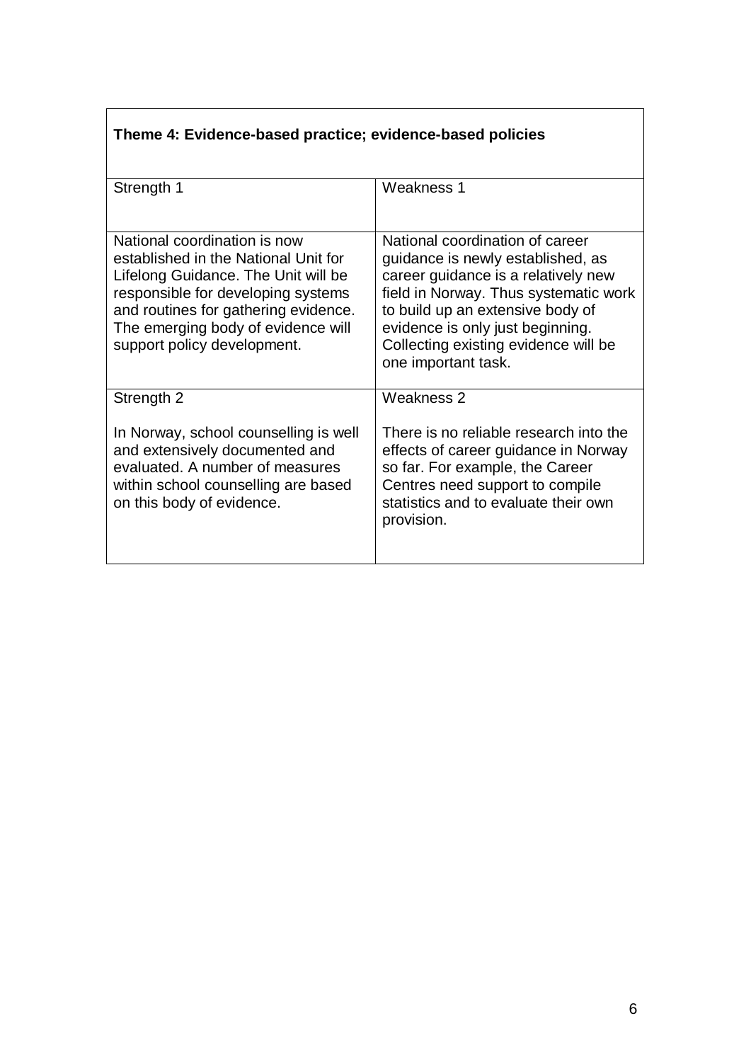| Theme 4: Evidence-based practice; evidence-based policies | |
|---|---|
| Strength 1 | Weakness 1 |
| National coordination is now established in the National Unit for Lifelong Guidance. The Unit will be responsible for developing systems and routines for gathering evidence. The emerging body of evidence will support policy development. | National coordination of career guidance is newly established, as career guidance is a relatively new field in Norway. Thus systematic work to build up an extensive body of evidence is only just beginning. Collecting existing evidence will be one important task. |
| Strength 2<br><br>In Norway, school counselling is well and extensively documented and evaluated. A number of measures within school counselling are based on this body of evidence. | Weakness 2<br><br>There is no reliable research into the effects of career guidance in Norway so far. For example, the Career Centres need support to compile statistics and to evaluate their own provision. |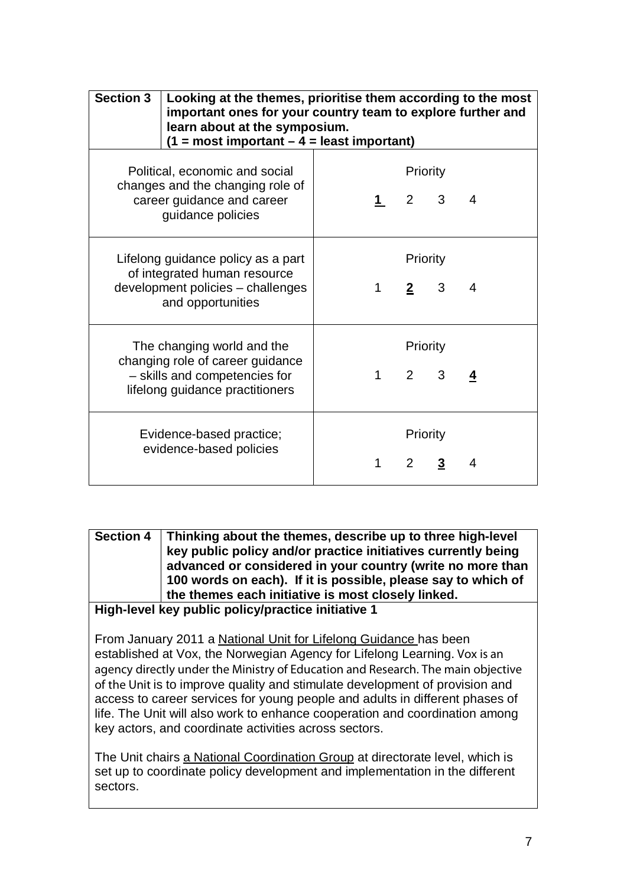| **Section 3** | **Looking at the themes, prioritise them according to the most important ones for your country team to explore further and learn about at the symposium. (1 = most important – 4 = least important)** |
|---|---|
| Political, economic and social changes and the changing role of career guidance and career guidance policies | Priority<br>**<u>1</u>** 2 3 4 |
| Lifelong guidance policy as a part of integrated human resource development policies – challenges and opportunities | Priority<br>1 **<u>2</u>** 3 4 |
| The changing world and the changing role of career guidance – skills and competencies for lifelong guidance practitioners | Priority<br>1 2 3 **<u>4</u>** |
| Evidence-based practice; evidence-based policies | Priority<br>1 2 **<u>3</u>** 4 |

| **Section 4** | **Thinking about the themes, describe up to three high-level key public policy and/or practice initiatives currently being advanced or considered in your country (write no more than 100 words on each). If it is possible, please say to which of the themes each initiative is most closely linked.** |
|---|---|

**High-level key public policy/practice initiative 1**

From January 2011 a <u>National Unit for Lifelong Guidance</u> has been established at Vox, the Norwegian Agency for Lifelong Learning. Vox is an agency directly under the Ministry of Education and Research. The main objective of the Unit is to improve quality and stimulate development of provision and access to career services for young people and adults in different phases of life. The Unit will also work to enhance cooperation and coordination among key actors, and coordinate activities across sectors.

The Unit chairs <u>a National Coordination Group</u> at directorate level, which is set up to coordinate policy development and implementation in the different sectors.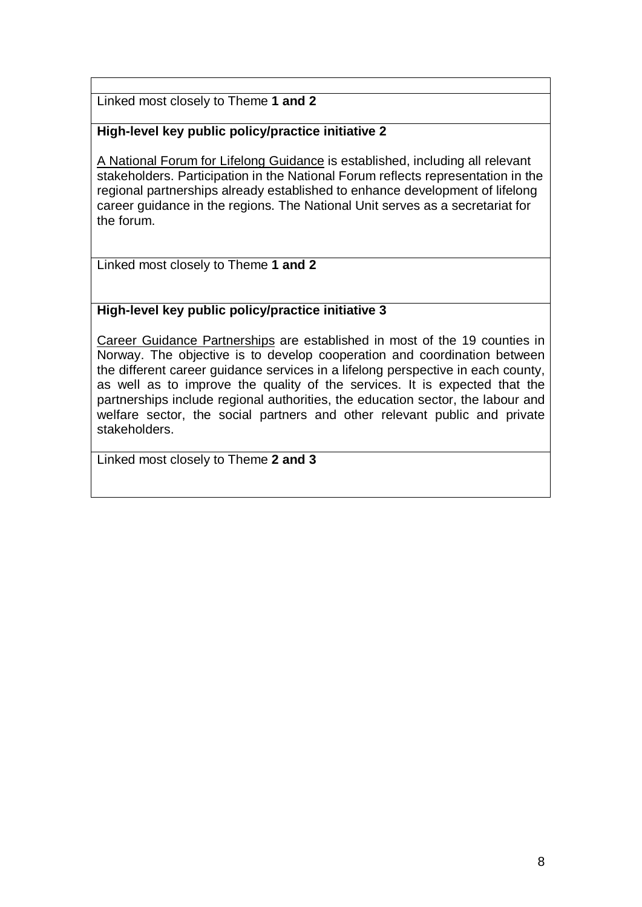Linked most closely to Theme **1 and 2**

**High-level key public policy/practice initiative 2**

A National Forum for Lifelong Guidance is established, including all relevant stakeholders. Participation in the National Forum reflects representation in the regional partnerships already established to enhance development of lifelong career guidance in the regions. The National Unit serves as a secretariat for the forum.

Linked most closely to Theme **1 and 2**

**High-level key public policy/practice initiative 3**

Career Guidance Partnerships are established in most of the 19 counties in Norway. The objective is to develop cooperation and coordination between the different career guidance services in a lifelong perspective in each county, as well as to improve the quality of the services. It is expected that the partnerships include regional authorities, the education sector, the labour and welfare sector, the social partners and other relevant public and private stakeholders.

Linked most closely to Theme **2 and 3**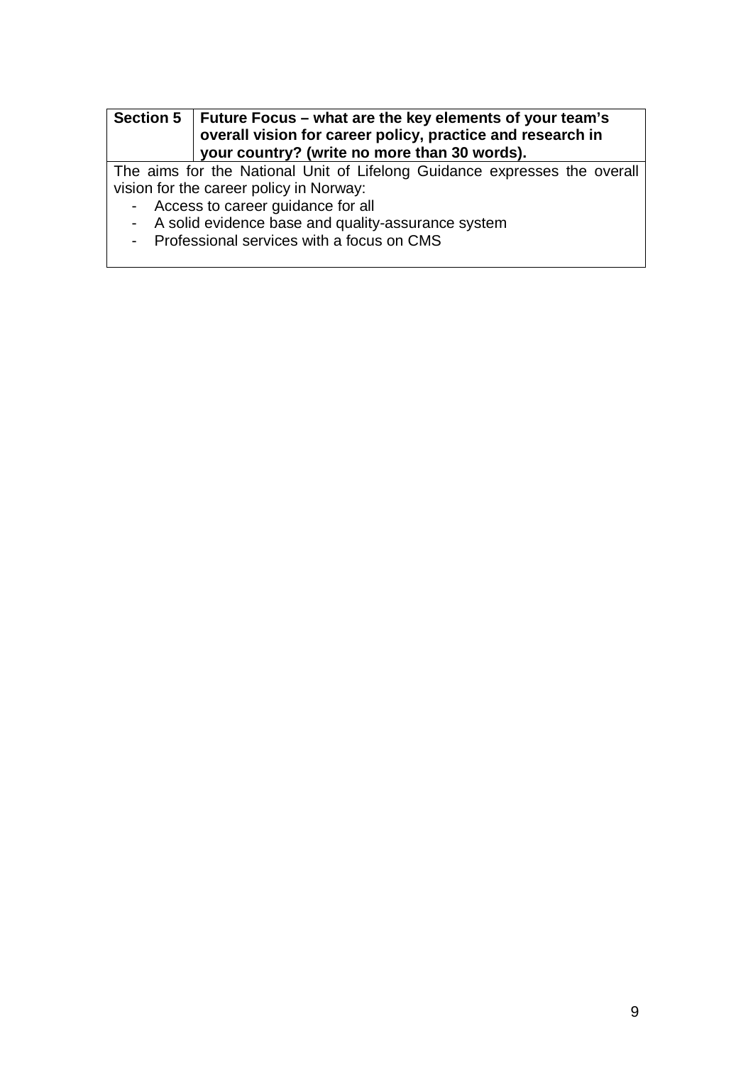| Section 5 | Future Focus – what are the key elements of your team's overall vision for career policy, practice and research in your country? (write no more than 30 words). |
| --- | --- |

The aims for the National Unit of Lifelong Guidance expresses the overall vision for the career policy in Norway:

- Access to career guidance for all
- A solid evidence base and quality-assurance system
- Professional services with a focus on CMS